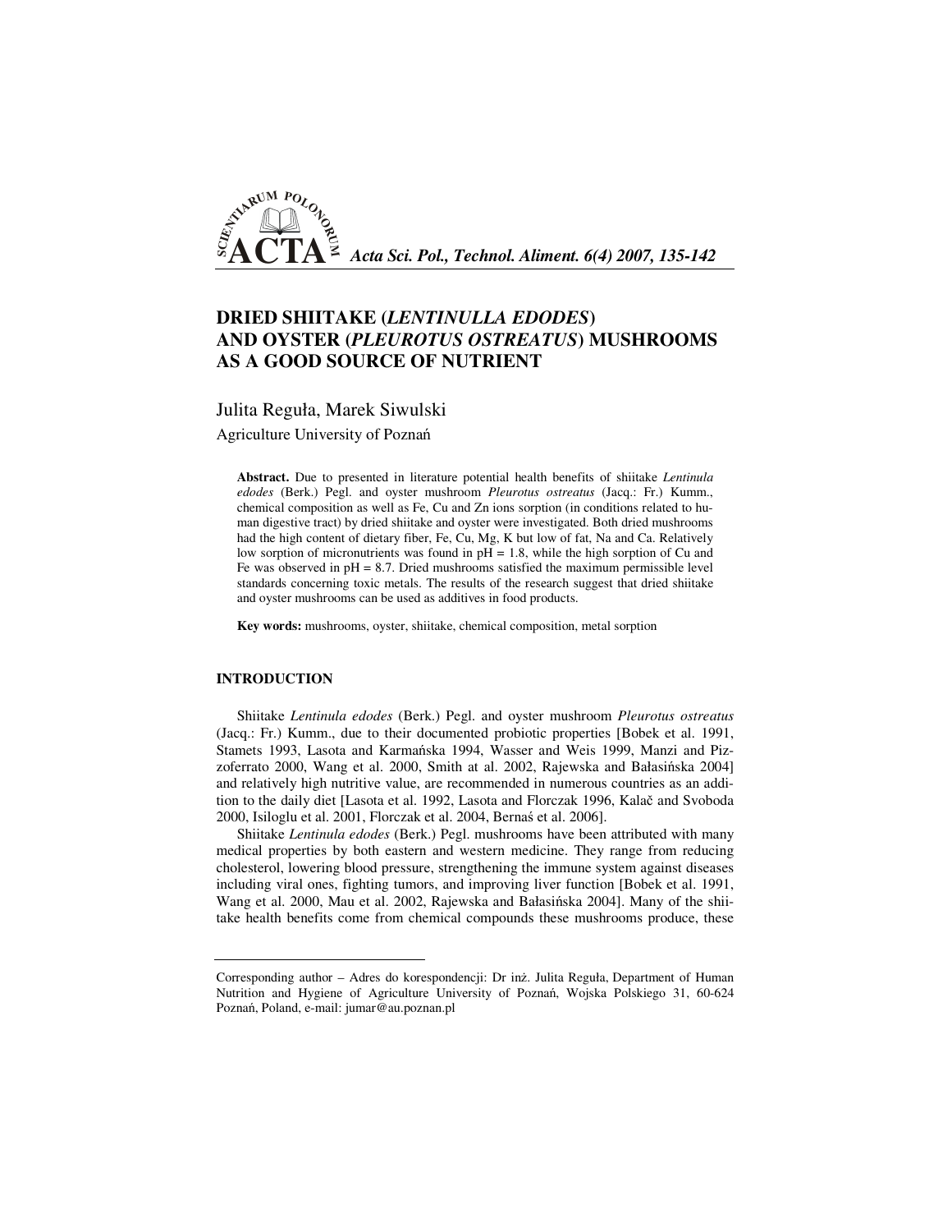# DRIED SHIITAKE (*LENTINULLA EDODES*) AND OYSTER (*PLEUROTUS OSTREATUS*) MUSHROOMS AS A GOOD SOURCE OF NUTRIENT

Julita Reguła, Marek Siwulski

Agriculture University of Poznań

**Abstract.** Due to presented in literature potential health benefits of shiitake *Lentinula edodes* (Berk.) Pegl. and oyster mushroom *Pleurotus ostreatus* (Jacq.: Fr.) Kumm., chemical composition as well as Fe, Cu and Zn ions sorption (in conditions related to human digestive tract) by dried shiitake and oyster were investigated. Both dried mushrooms had the high content of dietary fiber, Fe, Cu, Mg, K but low of fat, Na and Ca. Relatively low sorption of micronutrients was found in pH = 1.8, while the high sorption of Cu and Fe was observed in pH = 8.7. Dried mushrooms satisfied the maximum permissible level standards concerning toxic metals. The results of the research suggest that dried shiitake and oyster mushrooms can be used as additives in food products.

**Key words:** mushrooms, oyster, shiitake, chemical composition, metal sorption

## INTRODUCTION

Shiitake *Lentinula edodes* (Berk.) Pegl. and oyster mushroom *Pleurotus ostreatus* (Jacq.: Fr.) Kumm., due to their documented probiotic properties [Bobek et al. 1991, Stamets 1993, Lasota and Karmańska 1994, Wasser and Weis 1999, Manzi and Pizzoferrato 2000, Wang et al. 2000, Smith at al. 2002, Rajewska and Bałasińska 2004] and relatively high nutritive value, are recommended in numerous countries as an addition to the daily diet [Lasota et al. 1992, Lasota and Florczak 1996, Kalač and Svoboda 2000, Isiloglu et al. 2001, Florczak et al. 2004, Bernaś et al. 2006].

Shiitake *Lentinula edodes* (Berk.) Pegl. mushrooms have been attributed with many medical properties by both eastern and western medicine. They range from reducing cholesterol, lowering blood pressure, strengthening the immune system against diseases including viral ones, fighting tumors, and improving liver function [Bobek et al. 1991, Wang et al. 2000, Mau et al. 2002, Rajewska and Bałasińska 2004]. Many of the shiitake health benefits come from chemical compounds these mushrooms produce, these

Corresponding author – Adres do korespondencji: Dr inż. Julita Reguła, Department of Human Nutrition and Hygiene of Agriculture University of Poznań, Wojska Polskiego 31, 60-624 Poznań, Poland, e-mail: jumar@au.poznan.pl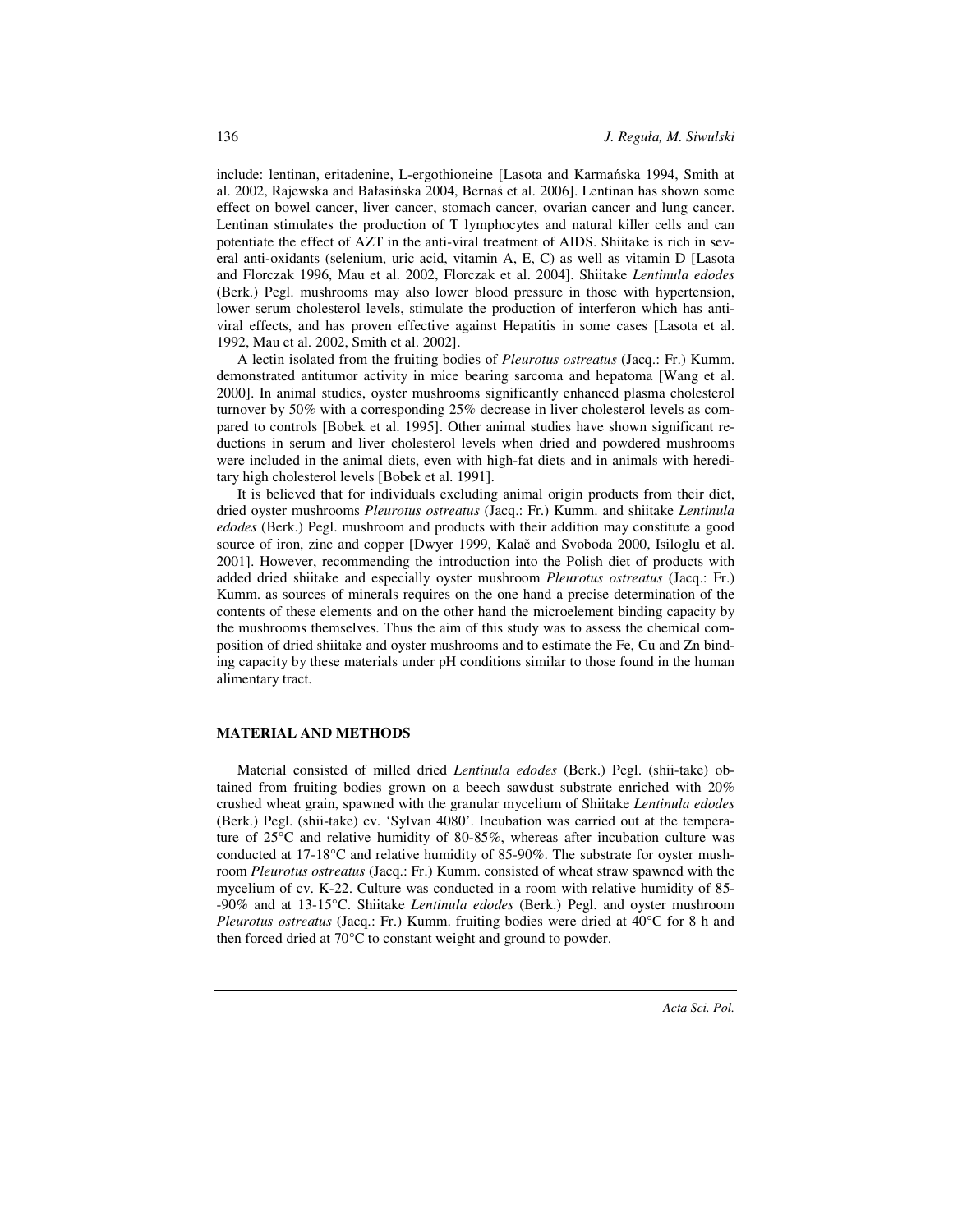include: lentinan, eritadenine, L-ergothioneine [Lasota and Karmańska 1994, Smith at al. 2002, Rajewska and Bałasińska 2004, Bernaś et al. 2006]. Lentinan has shown some effect on bowel cancer, liver cancer, stomach cancer, ovarian cancer and lung cancer. Lentinan stimulates the production of T lymphocytes and natural killer cells and can potentiate the effect of AZT in the anti-viral treatment of AIDS. Shiitake is rich in several anti-oxidants (selenium, uric acid, vitamin A, E, C) as well as vitamin D [Lasota and Florczak 1996, Mau et al. 2002, Florczak et al. 2004]. Shiitake *Lentinula edodes* (Berk.) Pegl. mushrooms may also lower blood pressure in those with hypertension, lower serum cholesterol levels, stimulate the production of interferon which has anti-viral effects, and has proven effective against Hepatitis in some cases [Lasota et al. 1992, Mau et al. 2002, Smith et al. 2002].

A lectin isolated from the fruiting bodies of *Pleurotus ostreatus* (Jacq.: Fr.) Kumm. demonstrated antitumor activity in mice bearing sarcoma and hepatoma [Wang et al. 2000]. In animal studies, oyster mushrooms significantly enhanced plasma cholesterol turnover by 50% with a corresponding 25% decrease in liver cholesterol levels as compared to controls [Bobek et al. 1995]. Other animal studies have shown significant reductions in serum and liver cholesterol levels when dried and powdered mushrooms were included in the animal diets, even with high-fat diets and in animals with hereditary high cholesterol levels [Bobek et al. 1991].

It is believed that for individuals excluding animal origin products from their diet, dried oyster mushrooms *Pleurotus ostreatus* (Jacq.: Fr.) Kumm. and shiitake *Lentinula edodes* (Berk.) Pegl. mushroom and products with their addition may constitute a good source of iron, zinc and copper [Dwyer 1999, Kalač and Svoboda 2000, Isiloglu et al. 2001]. However, recommending the introduction into the Polish diet of products with added dried shiitake and especially oyster mushroom *Pleurotus ostreatus* (Jacq.: Fr.) Kumm. as sources of minerals requires on the one hand a precise determination of the contents of these elements and on the other hand the microelement binding capacity by the mushrooms themselves. Thus the aim of this study was to assess the chemical composition of dried shiitake and oyster mushrooms and to estimate the Fe, Cu and Zn binding capacity by these materials under pH conditions similar to those found in the human alimentary tract.

## MATERIAL AND METHODS

Material consisted of milled dried *Lentinula edodes* (Berk.) Pegl. (shii-take) obtained from fruiting bodies grown on a beech sawdust substrate enriched with 20% crushed wheat grain, spawned with the granular mycelium of Shiitake *Lentinula edodes* (Berk.) Pegl. (shii-take) cv. 'Sylvan 4080'. Incubation was carried out at the temperature of 25°C and relative humidity of 80-85%, whereas after incubation culture was conducted at 17-18°C and relative humidity of 85-90%. The substrate for oyster mushroom *Pleurotus ostreatus* (Jacq.: Fr.) Kumm. consisted of wheat straw spawned with the mycelium of cv. K-22. Culture was conducted in a room with relative humidity of 85-90% and at 13-15°C. Shiitake *Lentinula edodes* (Berk.) Pegl. and oyster mushroom *Pleurotus ostreatus* (Jacq.: Fr.) Kumm. fruiting bodies were dried at 40°C for 8 h and then forced dried at 70°C to constant weight and ground to powder.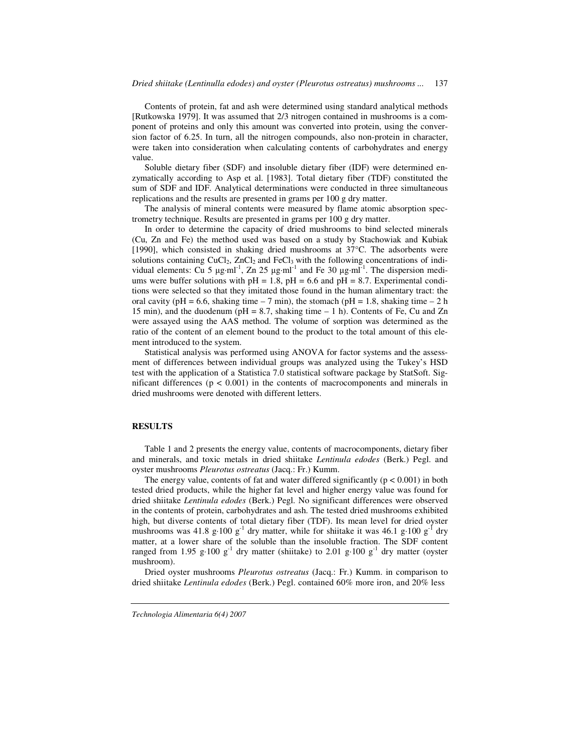Contents of protein, fat and ash were determined using standard analytical methods [Rutkowska 1979]. It was assumed that 2/3 nitrogen contained in mushrooms is a component of proteins and only this amount was converted into protein, using the conversion factor of 6.25. In turn, all the nitrogen compounds, also non-protein in character, were taken into consideration when calculating contents of carbohydrates and energy value.

Soluble dietary fiber (SDF) and insoluble dietary fiber (IDF) were determined enzymatically according to Asp et al. [1983]. Total dietary fiber (TDF) constituted the sum of SDF and IDF. Analytical determinations were conducted in three simultaneous replications and the results are presented in grams per 100 g dry matter.

The analysis of mineral contents were measured by flame atomic absorption spectrometry technique. Results are presented in grams per 100 g dry matter.

In order to determine the capacity of dried mushrooms to bind selected minerals (Cu, Zn and Fe) the method used was based on a study by Stachowiak and Kubiak [1990], which consisted in shaking dried mushrooms at 37°C. The adsorbents were solutions containing $CuCl_2$, $ZnCl_2$ and $FeCl_3$ with the following concentrations of individual elements: Cu 5 $\mu g \cdot ml^{-1}$, Zn 25 $\mu g \cdot ml^{-1}$ and Fe 30 $\mu g \cdot ml^{-1}$. The dispersion mediums were buffer solutions with pH = 1.8, pH = 6.6 and pH = 8.7. Experimental conditions were selected so that they imitated those found in the human alimentary tract: the oral cavity (pH = 6.6, shaking time – 7 min), the stomach (pH = 1.8, shaking time – 2 h 15 min), and the duodenum (pH = 8.7, shaking time – 1 h). Contents of Fe, Cu and Zn were assayed using the AAS method. The volume of sorption was determined as the ratio of the content of an element bound to the product to the total amount of this element introduced to the system.

Statistical analysis was performed using ANOVA for factor systems and the assessment of differences between individual groups was analyzed using the Tukey's HSD test with the application of a Statistica 7.0 statistical software package by StatSoft. Significant differences ($p < 0.001$) in the contents of macrocomponents and minerals in dried mushrooms were denoted with different letters.

## RESULTS

Table 1 and 2 presents the energy value, contents of macrocomponents, dietary fiber and minerals, and toxic metals in dried shiitake *Lentinula edodes* (Berk.) Pegl. and oyster mushrooms *Pleurotus ostreatus* (Jacq.: Fr.) Kumm.

The energy value, contents of fat and water differed significantly ($p < 0.001$) in both tested dried products, while the higher fat level and higher energy value was found for dried shiitake *Lentinula edodes* (Berk.) Pegl. No significant differences were observed in the contents of protein, carbohydrates and ash. The tested dried mushrooms exhibited high, but diverse contents of total dietary fiber (TDF). Its mean level for dried oyster mushrooms was 41.8 $g \cdot 100 \ g^{-1}$ dry matter, while for shiitake it was 46.1 $g \cdot 100 \ g^{-1}$ dry matter, at a lower share of the soluble than the insoluble fraction. The SDF content ranged from 1.95 $g \cdot 100 \ g^{-1}$ dry matter (shiitake) to 2.01 $g \cdot 100 \ g^{-1}$ dry matter (oyster mushroom).

Dried oyster mushrooms *Pleurotus ostreatus* (Jacq.: Fr.) Kumm. in comparison to dried shiitake *Lentinula edodes* (Berk.) Pegl. contained 60% more iron, and 20% less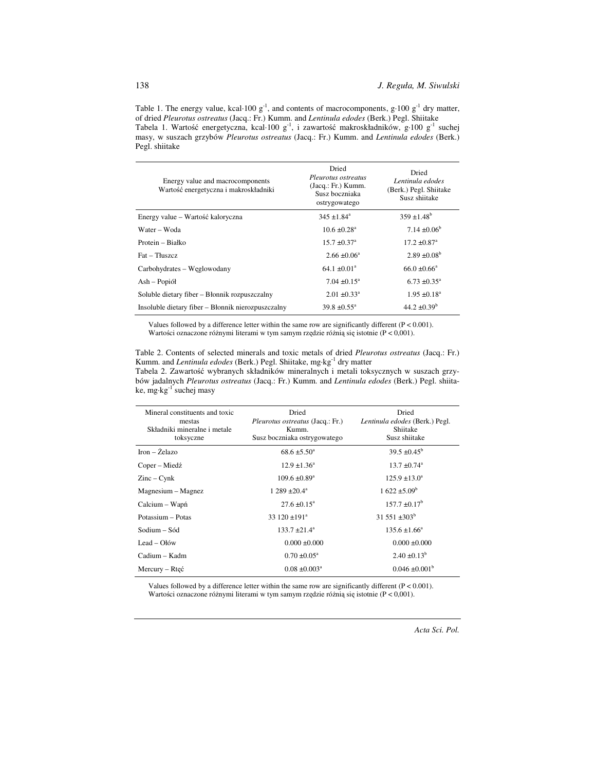Table 1. The energy value, kcal·100 $g^{-1}$, and contents of macrocomponents, g·100 $g^{-1}$ dry matter, of dried *Pleurotus ostreatus* (Jacq.: Fr.) Kumm. and *Lentinula edodes* (Berk.) Pegl. Shiitake
Tabela 1. Wartość energetyczna, kcal·100 $g^{-1}$, i zawartość makroskładników, g·100 $g^{-1}$ suchej masy, w suszach grzybów *Pleurotus ostreatus* (Jacq.: Fr.) Kumm. and *Lentinula edodes* (Berk.) Pegl. shiitake

| Energy value and macrocomponents<br>Wartość energetyczna i makroskładniki | Dried<br>*Pleurotus ostreatus*<br>(Jacq.: Fr.) Kumm.<br>Susz boczniaka<br>ostrygowatego | Dried<br>*Lentinula edodes*<br>(Berk.) Pegl. Shiitake<br>Susz shiitake |
|---|---|---|
| Energy value – Wartość kaloryczna | 345 ±1.84[a] | 359 ±1.48[b] |
| Water – Woda | 10.6 ±0.28[a] | 7.14 ±0.06[b] |
| Protein – Białko | 15.7 ±0.37[a] | 17.2 ±0.87[a] |
| Fat – Tłuszcz | 2.66 ±0.06[a] | 2.89 ±0.08[b] |
| Carbohydrates – Węglowodany | 64.1 ±0.01[a] | 66.0 ±0.66[a] |
| Ash – Popiół | 7.04 ±0.15[a] | 6.73 ±0.35[a] |
| Soluble dietary fiber – Błonnik rozpuszczalny | 2.01 ±0.33[a] | 1.95 ±0.18[a] |
| Insoluble dietary fiber – Błonnik nierozpuszczalny | 39.8 ±0.55[a] | 44.2 ±0.39[b] |

Values followed by a difference letter within the same row are significantly different ($P < 0.001$).
Wartości oznaczone różnymi literami w tym samym rzędzie różnią się istotnie ($P < 0,001$).

Table 2. Contents of selected minerals and toxic metals of dried *Pleurotus ostreatus* (Jacq.: Fr.) Kumm. and *Lentinula edodes* (Berk.) Pegl. Shiitake, mg·$kg^{-1}$ dry matter
Tabela 2. Zawartość wybranych składników mineralnych i metali toksycznych w suszach grzybów jadalnych *Pleurotus ostreatus* (Jacq.: Fr.) Kumm. and *Lentinula edodes* (Berk.) Pegl. shiitake, mg·$kg^{-1}$ suchej masy

| Mineral constituents and toxic mestas<br>Składniki mineralne i metale toksyczne | Dried<br>*Pleurotus ostreatus* (Jacq.: Fr.) Kumm.<br>Susz boczniaka ostrygowatego | Dried<br>*Lentinula edodes* (Berk.) Pegl. Shiitake<br>Susz shiitake |
|---|---|---|
| Iron – Żelazo | 68.6 ±5.50[a] | 39.5 ±0.45[b] |
| Coper – Miedź | 12.9 ±1.36[a] | 13.7 ±0.74[a] |
| Zinc – Cynk | 109.6 ±0.89[a] | 125.9 ±13.0[a] |
| Magnesium – Magnez | 1 289 ±20.4[a] | 1 622 ±5.09[b] |
| Calcium – Wapń | 27.6 ±0.15[a] | 157.7 ±0.17[b] |
| Potassium – Potas | 33 120 ±191[a] | 31 551 ±303[b] |
| Sodium – Sód | 133.7 ±21.4[a] | 135.6 ±1.66[a] |
| Lead – Ołów | 0.000 ±0.000 | 0.000 ±0.000 |
| Cadium – Kadm | 0.70 ±0.05[a] | 2.40 ±0.13[b] |
| Mercury – Rtęć | 0.08 ±0.003[a] | 0.046 ±0.001[b] |

Values followed by a difference letter within the same row are significantly different ($P < 0.001$).
Wartości oznaczone różnymi literami w tym samym rzędzie różnią się istotnie ($P < 0,001$).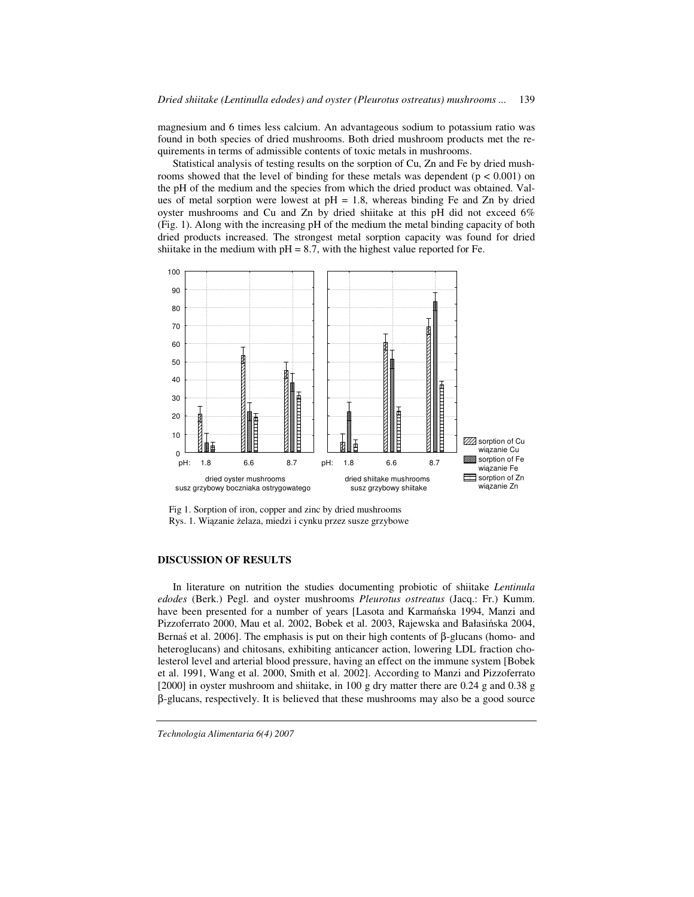magnesium and 6 times less calcium. An advantageous sodium to potassium ratio was found in both species of dried mushrooms. Both dried mushroom products met the requirements in terms of admissible contents of toxic metals in mushrooms.

Statistical analysis of testing results on the sorption of Cu, Zn and Fe by dried mushrooms showed that the level of binding for these metals was dependent ($p < 0.001$) on the pH of the medium and the species from which the dried product was obtained. Values of metal sorption were lowest at pH = 1.8, whereas binding Fe and Zn by dried oyster mushrooms and Cu and Zn by dried shiitake at this pH did not exceed 6% (Fig. 1). Along with the increasing pH of the medium the metal binding capacity of both dried products increased. The strongest metal sorption capacity was found for dried shiitake in the medium with pH = 8.7, with the highest value reported for Fe.

Fig 1. Sorption of iron, copper and zinc by dried mushrooms
Rys. 1. Wiązanie żelaza, miedzi i cynku przez susze grzybowe

## DISCUSSION OF RESULTS

In literature on nutrition the studies documenting probiotic of shiitake *Lentinula edodes* (Berk.) Pegl. and oyster mushrooms *Pleurotus ostreatus* (Jacq.: Fr.) Kumm. have been presented for a number of years [Lasota and Karmańska 1994, Manzi and Pizzoferrato 2000, Mau et al. 2002, Bobek et al. 2003, Rajewska and Bałasińska 2004, Bernaś et al. 2006]. The emphasis is put on their high contents of β-glucans (homo- and heteroglucans) and chitosans, exhibiting anticancer action, lowering LDL fraction cholesterol level and arterial blood pressure, having an effect on the immune system [Bobek et al. 1991, Wang et al. 2000, Smith et al. 2002]. According to Manzi and Pizzoferrato [2000] in oyster mushroom and shiitake, in 100 g dry matter there are 0.24 g and 0.38 g β-glucans, respectively. It is believed that these mushrooms may also be a good source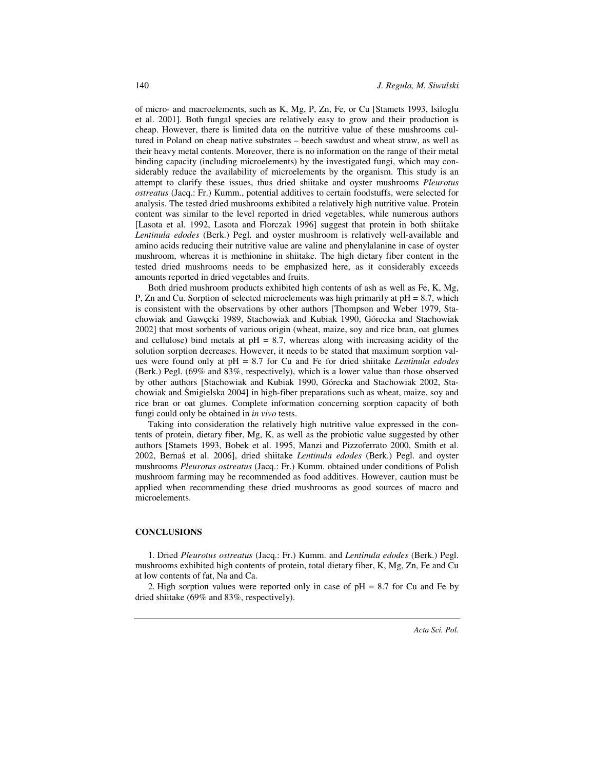of micro- and macroelements, such as K, Mg, P, Zn, Fe, or Cu [Stamets 1993, Isiloglu et al. 2001]. Both fungal species are relatively easy to grow and their production is cheap. However, there is limited data on the nutritive value of these mushrooms cultured in Poland on cheap native substrates – beech sawdust and wheat straw, as well as their heavy metal contents. Moreover, there is no information on the range of their metal binding capacity (including microelements) by the investigated fungi, which may considerably reduce the availability of microelements by the organism. This study is an attempt to clarify these issues, thus dried shiitake and oyster mushrooms *Pleurotus ostreatus* (Jacq.: Fr.) Kumm., potential additives to certain foodstuffs, were selected for analysis. The tested dried mushrooms exhibited a relatively high nutritive value. Protein content was similar to the level reported in dried vegetables, while numerous authors [Lasota et al. 1992, Lasota and Florczak 1996] suggest that protein in both shiitake *Lentinula edodes* (Berk.) Pegl. and oyster mushroom is relatively well-available and amino acids reducing their nutritive value are valine and phenylalanine in case of oyster mushroom, whereas it is methionine in shiitake. The high dietary fiber content in the tested dried mushrooms needs to be emphasized here, as it considerably exceeds amounts reported in dried vegetables and fruits.

Both dried mushroom products exhibited high contents of ash as well as Fe, K, Mg, P, Zn and Cu. Sorption of selected microelements was high primarily at pH = 8.7, which is consistent with the observations by other authors [Thompson and Weber 1979, Stachowiak and Gawęcki 1989, Stachowiak and Kubiak 1990, Górecka and Stachowiak 2002] that most sorbents of various origin (wheat, maize, soy and rice bran, oat glumes and cellulose) bind metals at pH = 8.7, whereas along with increasing acidity of the solution sorption decreases. However, it needs to be stated that maximum sorption values were found only at pH = 8.7 for Cu and Fe for dried shiitake *Lentinula edodes* (Berk.) Pegl. (69% and 83%, respectively), which is a lower value than those observed by other authors [Stachowiak and Kubiak 1990, Górecka and Stachowiak 2002, Stachowiak and Śmigielska 2004] in high-fiber preparations such as wheat, maize, soy and rice bran or oat glumes. Complete information concerning sorption capacity of both fungi could only be obtained in *in vivo* tests.

Taking into consideration the relatively high nutritive value expressed in the contents of protein, dietary fiber, Mg, K, as well as the probiotic value suggested by other authors [Stamets 1993, Bobek et al. 1995, Manzi and Pizzoferrato 2000, Smith et al. 2002, Bernaś et al. 2006], dried shiitake *Lentinula edodes* (Berk.) Pegl. and oyster mushrooms *Pleurotus ostreatus* (Jacq.: Fr.) Kumm. obtained under conditions of Polish mushroom farming may be recommended as food additives. However, caution must be applied when recommending these dried mushrooms as good sources of macro and microelements.

## CONCLUSIONS

1. Dried *Pleurotus ostreatus* (Jacq.: Fr.) Kumm. and *Lentinula edodes* (Berk.) Pegl. mushrooms exhibited high contents of protein, total dietary fiber, K, Mg, Zn, Fe and Cu at low contents of fat, Na and Ca.

2. High sorption values were reported only in case of pH = 8.7 for Cu and Fe by dried shiitake (69% and 83%, respectively).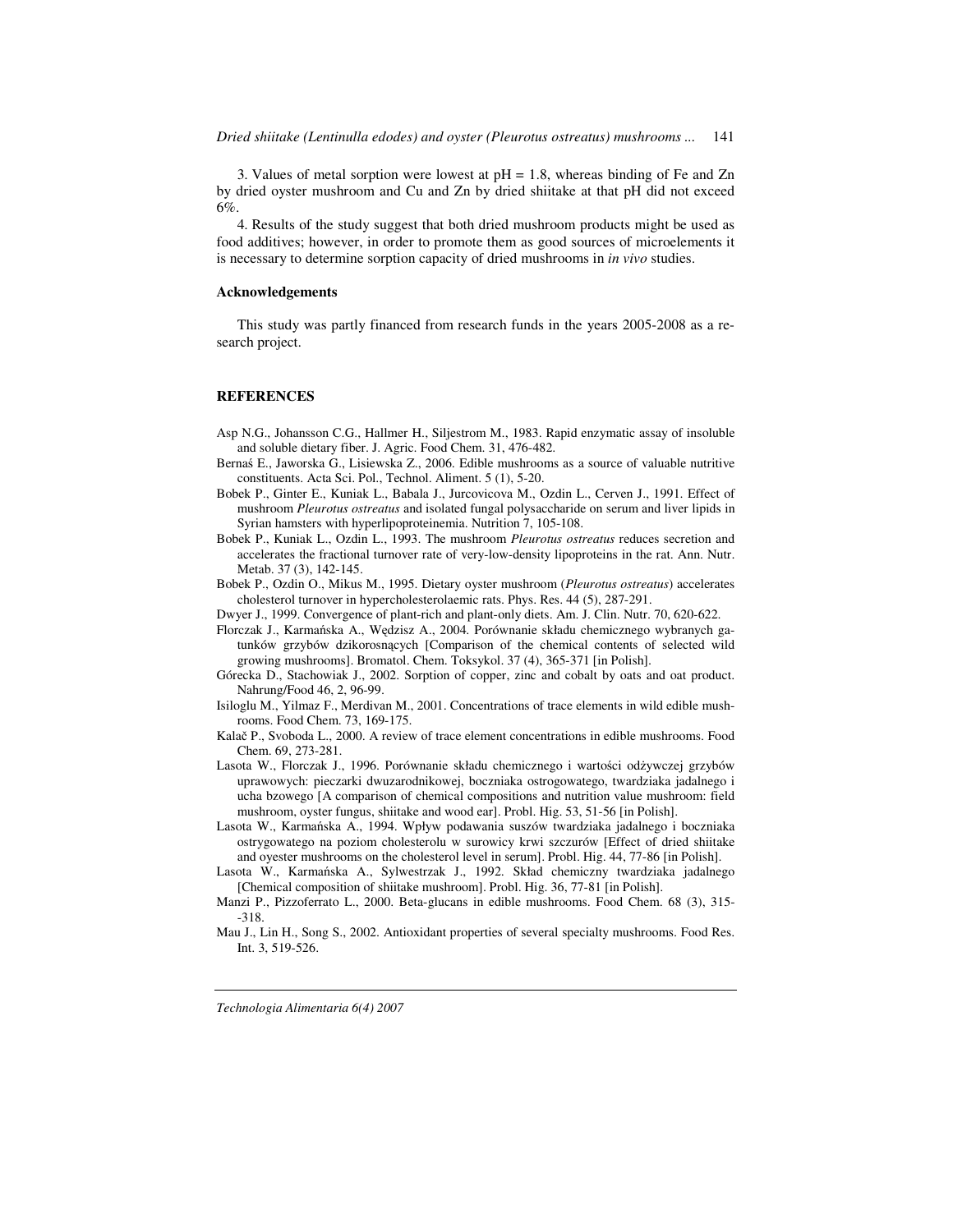3. Values of metal sorption were lowest at pH = 1.8, whereas binding of Fe and Zn by dried oyster mushroom and Cu and Zn by dried shiitake at that pH did not exceed 6%.

4. Results of the study suggest that both dried mushroom products might be used as food additives; however, in order to promote them as good sources of microelements it is necessary to determine sorption capacity of dried mushrooms in *in vivo* studies.

### Acknowledgements

This study was partly financed from research funds in the years 2005-2008 as a research project.

## REFERENCES

Asp N.G., Johansson C.G., Hallmer H., Siljestrom M., 1983. Rapid enzymatic assay of insoluble and soluble dietary fiber. J. Agric. Food Chem. 31, 476-482.

Bernaś E., Jaworska G., Lisiewska Z., 2006. Edible mushrooms as a source of valuable nutritive constituents. Acta Sci. Pol., Technol. Aliment. 5 (1), 5-20.

Bobek P., Ginter E., Kuniak L., Babala J., Jurcovicova M., Ozdin L., Cerven J., 1991. Effect of mushroom *Pleurotus ostreatus* and isolated fungal polysaccharide on serum and liver lipids in Syrian hamsters with hyperlipoproteinemia. Nutrition 7, 105-108.

Bobek P., Kuniak L., Ozdin L., 1993. The mushroom *Pleurotus ostreatus* reduces secretion and accelerates the fractional turnover rate of very-low-density lipoproteins in the rat. Ann. Nutr. Metab. 37 (3), 142-145.

Bobek P., Ozdin O., Mikus M., 1995. Dietary oyster mushroom (*Pleurotus ostreatus*) accelerates cholesterol turnover in hypercholesterolaemic rats. Phys. Res. 44 (5), 287-291.

Dwyer J., 1999. Convergence of plant-rich and plant-only diets. Am. J. Clin. Nutr. 70, 620-622.

Florczak J., Karmańska A., Wędzisz A., 2004. Porównanie składu chemicznego wybranych gatunków grzybów dzikorosnących [Comparison of the chemical contents of selected wild growing mushrooms]. Bromatol. Chem. Toksykol. 37 (4), 365-371 [in Polish].

Górecka D., Stachowiak J., 2002. Sorption of copper, zinc and cobalt by oats and oat product. Nahrung/Food 46, 2, 96-99.

Isiloglu M., Yilmaz F., Merdivan M., 2001. Concentrations of trace elements in wild edible mushrooms. Food Chem. 73, 169-175.

Kalač P., Svoboda L., 2000. A review of trace element concentrations in edible mushrooms. Food Chem. 69, 273-281.

Lasota W., Florczak J., 1996. Porównanie składu chemicznego i wartości odżywczej grzybów uprawowych: pieczarki dwuzarodnikowej, boczniaka ostrogowatego, twardziaka jadalnego i ucha bzowego [A comparison of chemical compositions and nutrition value mushroom: field mushroom, oyster fungus, shiitake and wood ear]. Probl. Hig. 53, 51-56 [in Polish].

Lasota W., Karmańska A., 1994. Wpływ podawania suszów twardziaka jadalnego i boczniaka ostrygowatego na poziom cholesterolu w surowicy krwi szczurów [Effect of dried shiitake and oyester mushrooms on the cholesterol level in serum]. Probl. Hig. 44, 77-86 [in Polish].

Lasota W., Karmańska A., Sylwestrzak J., 1992. Skład chemiczny twardziaka jadalnego [Chemical composition of shiitake mushroom]. Probl. Hig. 36, 77-81 [in Polish].

Manzi P., Pizzoferrato L., 2000. Beta-glucans in edible mushrooms. Food Chem. 68 (3), 315--318.

Mau J., Lin H., Song S., 2002. Antioxidant properties of several specialty mushrooms. Food Res. Int. 3, 519-526.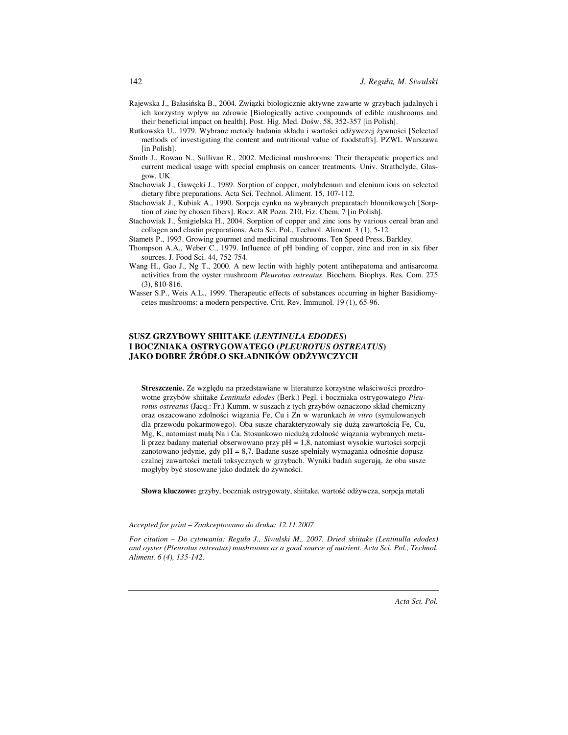Rajewska J., Bałasińska B., 2004. Związki biologicznie aktywne zawarte w grzybach jadalnych i ich korzystny wpływ na zdrowie [Biologically active compounds of edible mushrooms and their beneficial impact on health]. Post. Hig. Med. Dośw. 58, 352-357 [in Polish].

Rutkowska U., 1979. Wybrane metody badania składu i wartości odżywczej żywności [Selected methods of investigating the content and nutritional value of foodstuffs]. PZWL Warszawa [in Polish].

Smith J., Rowan N., Sullivan R., 2002. Medicinal mushrooms: Their therapeutic properties and current medical usage with special emphasis on cancer treatments*.* Univ. Strathclyde, Glasgow, UK.

Stachowiak J., Gawęcki J., 1989. Sorption of copper, molybdenum and elenium ions on selected dietary fibre preparations. Acta Sci. Technol. Aliment. 15, 107-112.

Stachowiak J., Kubiak A., 1990. Sorpcja cynku na wybranych preparatach błonnikowych [Sorption of zinc by chosen fibers]. Rocz. AR Pozn. 210, Fiz. Chem. 7 [in Polish].

Stachowiak J., Śmigielska H., 2004. Sorption of copper and zinc ions by various cereal bran and collagen and elastin preparations. Acta Sci. Pol., Technol. Aliment. 3 (1), 5-12.

Stamets P., 1993. Growing gourmet and medicinal mushrooms. Ten Speed Press, Barkley.

Thompson A.A., Weber C., 1979. Influence of pH binding of copper, zinc and iron in six fiber sources. J. Food Sci. 44, 752-754.

Wang H., Gao J., Ng T., 2000. A new lectin with highly potent antihepatoma and antisarcoma activities from the oyster mushroom *Pleurotus ostreatus*. Biochem. Biophys. Res. Com. 275 (3), 810-816.

Wasser S.P., Weis A.L., 1999. Therapeutic effects of substances occurring in higher Basidiomycetes mushrooms: a modern perspective. Crit. Rev. Immunol. 19 (1), 65-96.

## SUSZ GRZYBOWY SHIITAKE (*LENTINULA EDODES*) I BOCZNIAKA OSTRYGOWATEGO (*PLEUROTUS OSTREATUS*) JAKO DOBRE ŹRÓDŁO SKŁADNIKÓW ODŻYWCZYCH

**Streszczenie.** Ze względu na przedstawiane w literaturze korzystne właściwości prozdrowotne grzybów shiitake *Lentinula edodes* (Berk.) Pegl. i boczniaka ostrygowatego *Pleurotus ostreatus* (Jacq.: Fr.) Kumm. w suszach z tych grzybów oznaczono skład chemiczny oraz oszacowano zdolności wiązania Fe, Cu i Zn w warunkach *in vitro* (symulowanych dla przewodu pokarmowego). Oba susze charakteryzowały się dużą zawartością Fe, Cu, Mg, K, natomiast małą Na i Ca. Stosunkowo niedużą zdolność wiązania wybranych metali przez badany materiał obserwowano przy pH = 1,8, natomiast wysokie wartości sorpcji zanotowano jedynie, gdy pH = 8,7. Badane susze spełniały wymagania odnośnie dopuszczalnej zawartości metali toksycznych w grzybach. Wyniki badań sugerują, że oba susze mogłyby być stosowane jako dodatek do żywności.

**Słowa kluczowe:** grzyby, boczniak ostrygowaty, shiitake, wartość odżywcza, sorpcja metali

*Accepted for print – Zaakceptowano do druku: 12.11.2007*

*For citation – Do cytowania: Reguła J., Siwulski M., 2007. Dried shiitake (Lentinulla edodes) and oyster (Pleurotus ostreatus) mushrooms as a good source of nutrient. Acta Sci. Pol., Technol. Aliment. 6 (4), 135-142.*